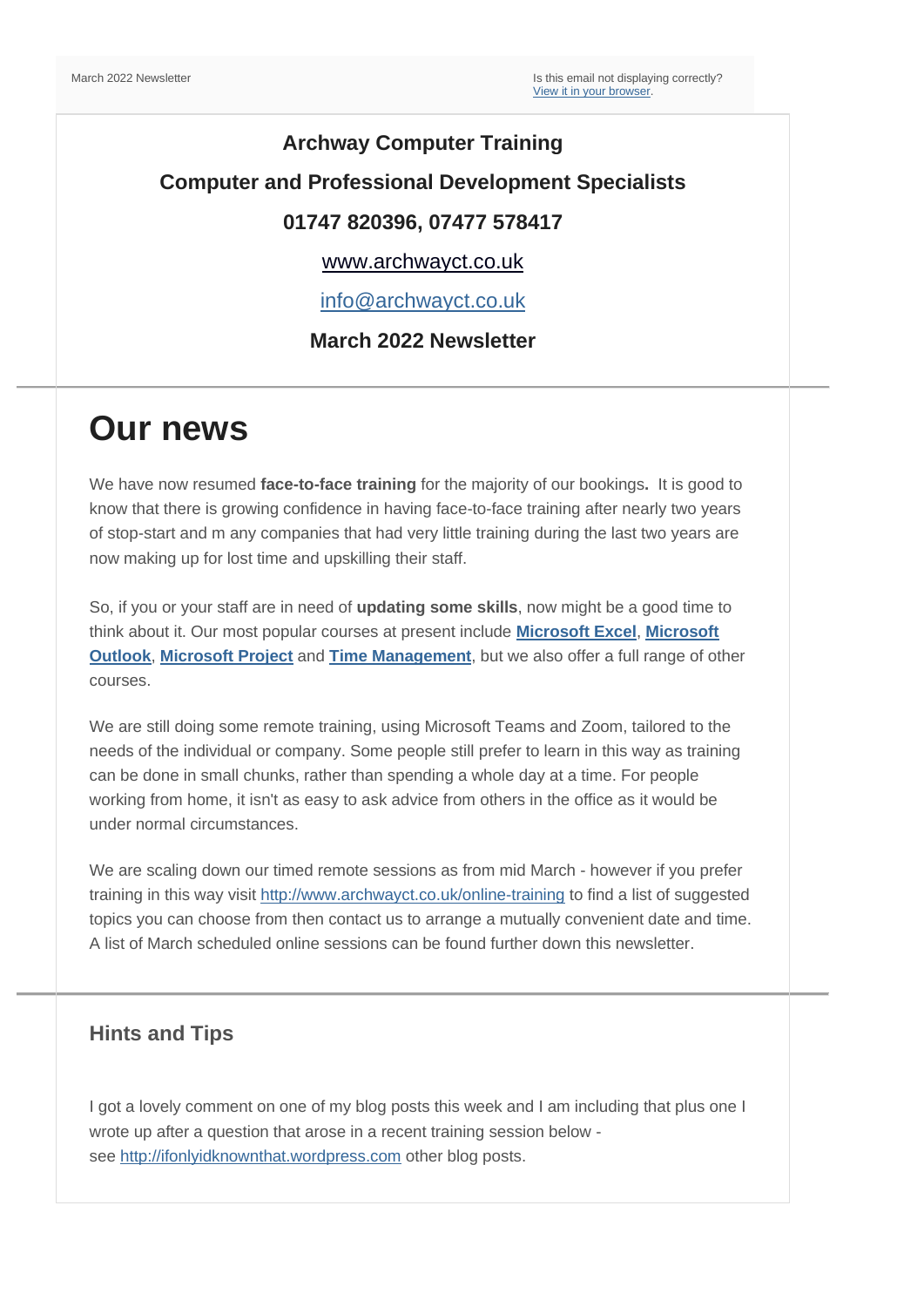March 2022 Newsletter

Is this email not displaying correctly?
[View it in your browser](#).

**Archway Computer Training**

**Computer and Professional Development Specialists**

**01747 820396, 07477 578417**

[www.archwayct.co.uk](http://www.archwayct.co.uk)

[info@archwayct.co.uk](mailto:info@archwayct.co.uk)

**March 2022 Newsletter**

# Our news

We have now resumed **face-to-face training** for the majority of our bookings**.** It is good to know that there is growing confidence in having face-to-face training after nearly two years of stop-start and m any companies that had very little training during the last two years are now making up for lost time and upskilling their staff.

So, if you or your staff are in need of **updating some skills**, now might be a good time to think about it. Our most popular courses at present include **[Microsoft Excel](#)**, **[Microsoft Outlook](#)**, **[Microsoft Project](#)** and **[Time Management](#)**, but we also offer a full range of other courses.

We are still doing some remote training, using Microsoft Teams and Zoom, tailored to the needs of the individual or company. Some people still prefer to learn in this way as training can be done in small chunks, rather than spending a whole day at a time. For people working from home, it isn't as easy to ask advice from others in the office as it would be under normal circumstances.

We are scaling down our timed remote sessions as from mid March - however if you prefer training in this way visit [http://www.archwayct.co.uk/online-training](http://www.archwayct.co.uk/online-training) to find a list of suggested topics you can choose from then contact us to arrange a mutually convenient date and time. A list of March scheduled online sessions can be found further down this newsletter.

### Hints and Tips

I got a lovely comment on one of my blog posts this week and I am including that plus one I wrote up after a question that arose in a recent training session below - see [http://ifonlyidknownthat.wordpress.com](http://ifonlyidknownthat.wordpress.com) other blog posts.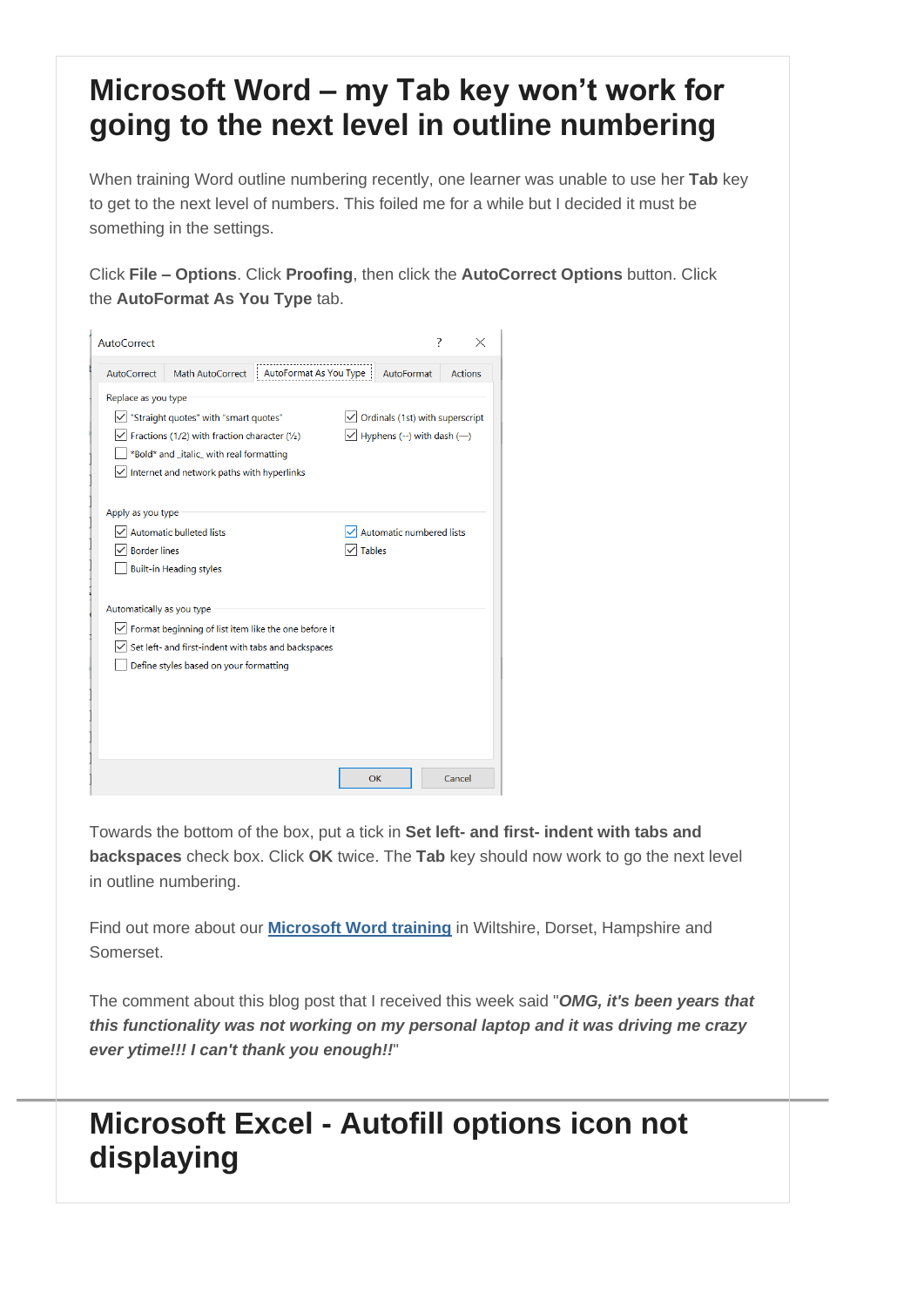# Microsoft Word – my Tab key won't work for going to the next level in outline numbering

When training Word outline numbering recently, one learner was unable to use her **Tab** key to get to the next level of numbers. This foiled me for a while but I decided it must be something in the settings.

Click **File – Options**. Click **Proofing**, then click the **AutoCorrect Options** button. Click the **AutoFormat As You Type** tab.

Towards the bottom of the box, put a tick in **Set left- and first- indent with tabs and backspaces** check box. Click **OK** twice. The **Tab** key should now work to go the next level in outline numbering.

Find out more about our **Microsoft Word training** in Wiltshire, Dorset, Hampshire and Somerset.

The comment about this blog post that I received this week said "***OMG, it's been years that this functionality was not working on my personal laptop and it was driving me crazy ever ytime!!! I can't thank you enough!!***"

# Microsoft Excel - Autofill options icon not displaying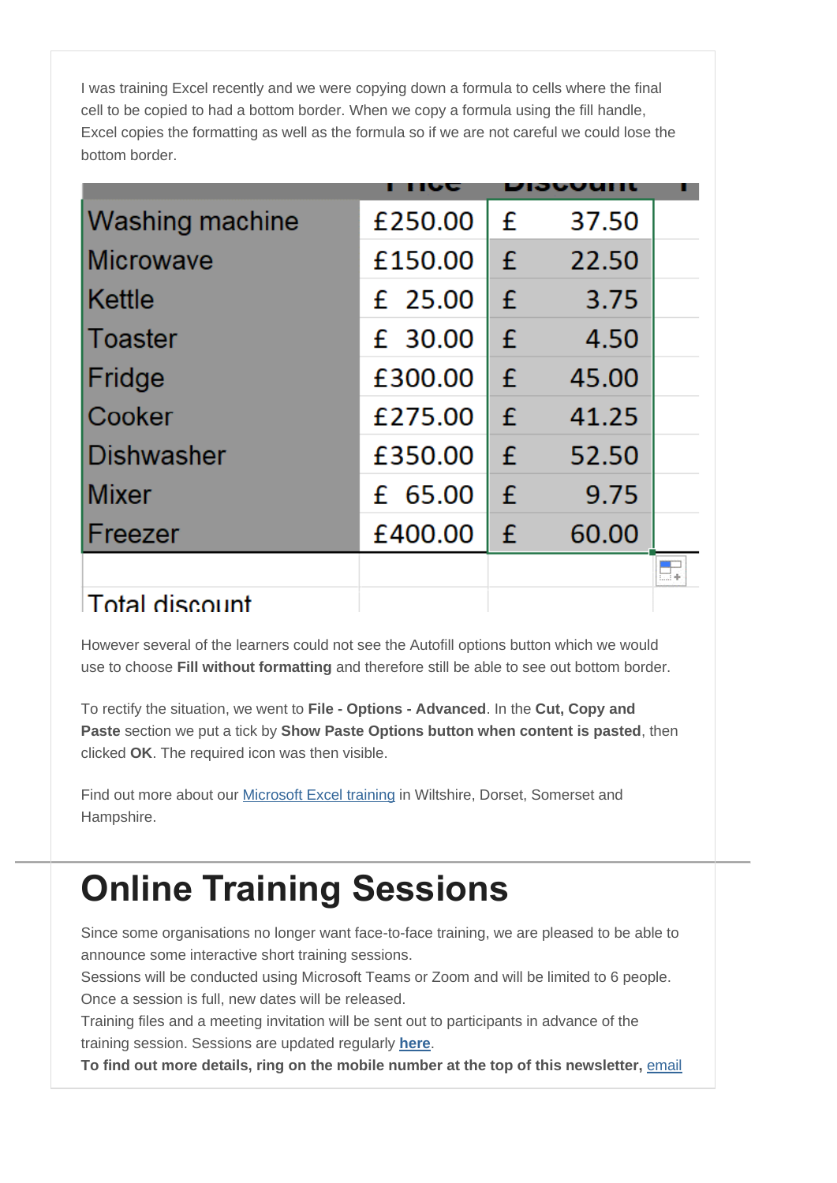I was training Excel recently and we were copying down a formula to cells where the final cell to be copied to had a bottom border. When we copy a formula using the fill handle, Excel copies the formatting as well as the formula so if we are not careful we could lose the bottom border.

| | Price | Discount |
|---|---|---|
| Washing machine | £250.00 | £ 37.50 |
| Microwave | £150.00 | £ 22.50 |
| Kettle | £ 25.00 | £ 3.75 |
| Toaster | £ 30.00 | £ 4.50 |
| Fridge | £300.00 | £ 45.00 |
| Cooker | £275.00 | £ 41.25 |
| Dishwasher | £350.00 | £ 52.50 |
| Mixer | £ 65.00 | £ 9.75 |
| Freezer | £400.00 | £ 60.00 |
| | | |
| Total discount | | |

However several of the learners could not see the Autofill options button which we would use to choose **Fill without formatting** and therefore still be able to see out bottom border.

To rectify the situation, we went to **File - Options - Advanced**. In the **Cut, Copy and Paste** section we put a tick by **Show Paste Options button when content is pasted**, then clicked **OK**. The required icon was then visible.

Find out more about our Microsoft Excel training in Wiltshire, Dorset, Somerset and Hampshire.

# Online Training Sessions

Since some organisations no longer want face-to-face training, we are pleased to be able to announce some interactive short training sessions.
Sessions will be conducted using Microsoft Teams or Zoom and will be limited to 6 people.
Once a session is full, new dates will be released.
Training files and a meeting invitation will be sent out to participants in advance of the training session. Sessions are updated regularly **here**.
**To find out more details, ring on the mobile number at the top of this newsletter,** email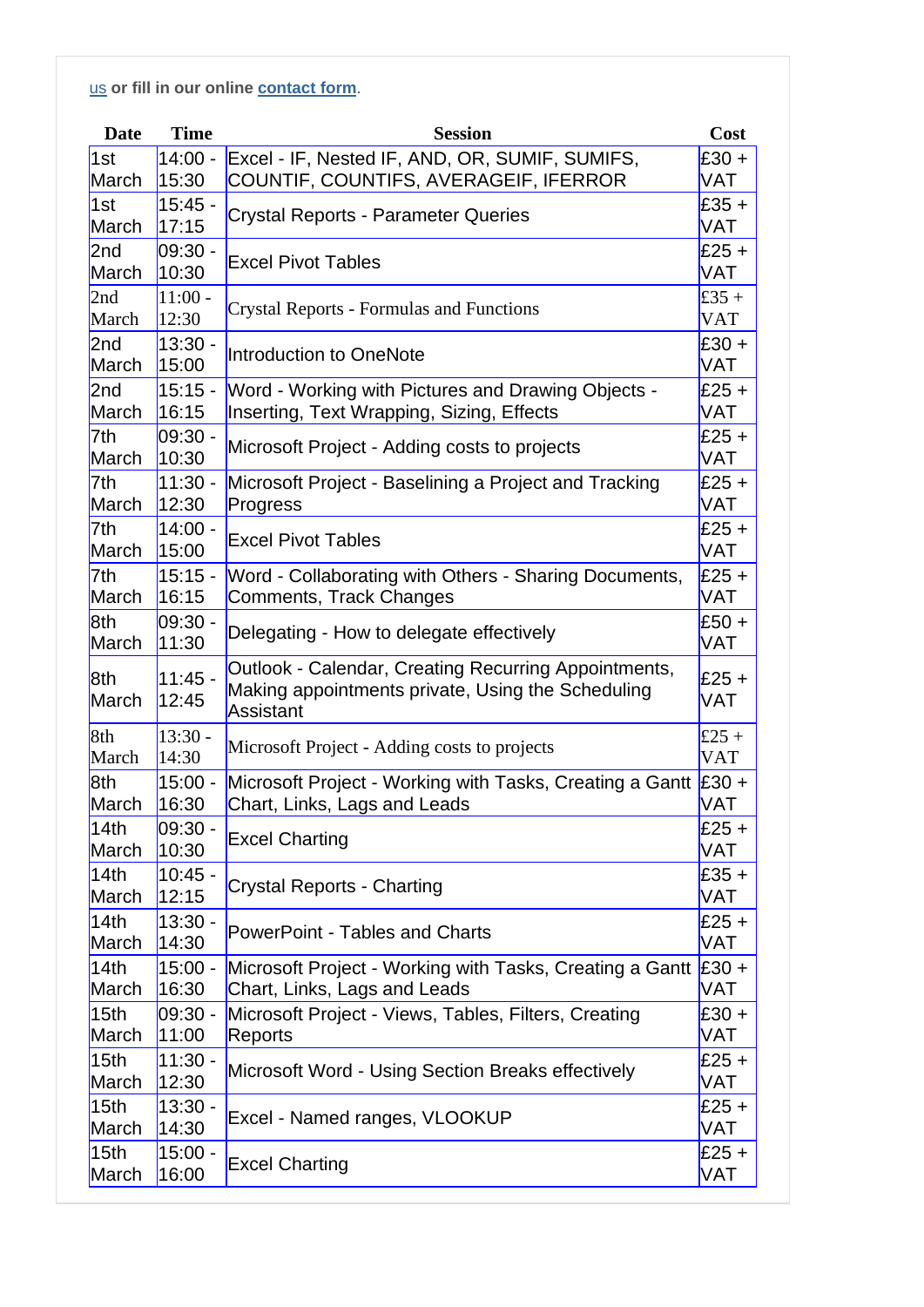us or fill in our online **contact form**.

| Date | Time | Session | Cost |
|---|---|---|---|
| 1st March | 14:00 - 15:30 | Excel - IF, Nested IF, AND, OR, SUMIF, SUMIFS, COUNTIF, COUNTIFS, AVERAGEIF, IFERROR | £30 + VAT |
| 1st March | 15:45 - 17:15 | Crystal Reports - Parameter Queries | £35 + VAT |
| 2nd March | 09:30 - 10:30 | Excel Pivot Tables | £25 + VAT |
| 2nd March | 11:00 - 12:30 | Crystal Reports - Formulas and Functions | £35 + VAT |
| 2nd March | 13:30 - 15:00 | Introduction to OneNote | £30 + VAT |
| 2nd March | 15:15 - 16:15 | Word - Working with Pictures and Drawing Objects - Inserting, Text Wrapping, Sizing, Effects | £25 + VAT |
| 7th March | 09:30 - 10:30 | Microsoft Project - Adding costs to projects | £25 + VAT |
| 7th March | 11:30 - 12:30 | Microsoft Project - Baselining a Project and Tracking Progress | £25 + VAT |
| 7th March | 14:00 - 15:00 | Excel Pivot Tables | £25 + VAT |
| 7th March | 15:15 - 16:15 | Word - Collaborating with Others - Sharing Documents, Comments, Track Changes | £25 + VAT |
| 8th March | 09:30 - 11:30 | Delegating - How to delegate effectively | £50 + VAT |
| 8th March | 11:45 - 12:45 | Outlook - Calendar, Creating Recurring Appointments, Making appointments private, Using the Scheduling Assistant | £25 + VAT |
| 8th March | 13:30 - 14:30 | Microsoft Project - Adding costs to projects | £25 + VAT |
| 8th March | 15:00 - 16:30 | Microsoft Project - Working with Tasks, Creating a Gantt Chart, Links, Lags and Leads | £30 + VAT |
| 14th March | 09:30 - 10:30 | Excel Charting | £25 + VAT |
| 14th March | 10:45 - 12:15 | Crystal Reports - Charting | £35 + VAT |
| 14th March | 13:30 - 14:30 | PowerPoint - Tables and Charts | £25 + VAT |
| 14th March | 15:00 - 16:30 | Microsoft Project - Working with Tasks, Creating a Gantt Chart, Links, Lags and Leads | £30 + VAT |
| 15th March | 09:30 - 11:00 | Microsoft Project - Views, Tables, Filters, Creating Reports | £30 + VAT |
| 15th March | 11:30 - 12:30 | Microsoft Word - Using Section Breaks effectively | £25 + VAT |
| 15th March | 13:30 - 14:30 | Excel - Named ranges, VLOOKUP | £25 + VAT |
| 15th March | 15:00 - 16:00 | Excel Charting | £25 + VAT |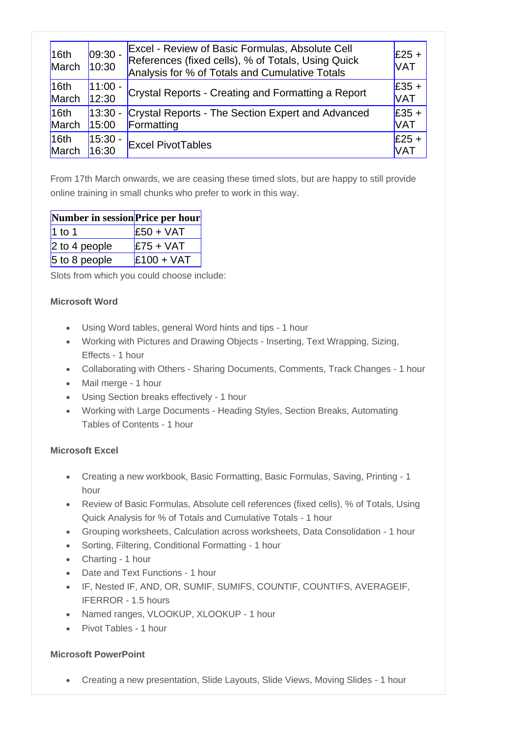| | | | |
|---|---|---|---|
| 16th March | 09:30 - 10:30 | Excel - Review of Basic Formulas, Absolute Cell References (fixed cells), % of Totals, Using Quick Analysis for % of Totals and Cumulative Totals | £25 + VAT |
| 16th March | 11:00 - 12:30 | Crystal Reports - Creating and Formatting a Report | £35 + VAT |
| 16th March | 13:30 - 15:00 | Crystal Reports - The Section Expert and Advanced Formatting | £35 + VAT |
| 16th March | 15:30 - 16:30 | Excel PivotTables | £25 + VAT |

From 17th March onwards, we are ceasing these timed slots, but are happy to still provide online training in small chunks who prefer to work in this way.

| Number in session | Price per hour |
|---|---|
| 1 to 1 | £50 + VAT |
| 2 to 4 people | £75 + VAT |
| 5 to 8 people | £100 + VAT |

Slots from which you could choose include:

**Microsoft Word**

- Using Word tables, general Word hints and tips - 1 hour
- Working with Pictures and Drawing Objects - Inserting, Text Wrapping, Sizing, Effects - 1 hour
- Collaborating with Others - Sharing Documents, Comments, Track Changes - 1 hour
- Mail merge - 1 hour
- Using Section breaks effectively - 1 hour
- Working with Large Documents - Heading Styles, Section Breaks, Automating Tables of Contents - 1 hour

**Microsoft Excel**

- Creating a new workbook, Basic Formatting, Basic Formulas, Saving, Printing - 1 hour
- Review of Basic Formulas, Absolute cell references (fixed cells), % of Totals, Using Quick Analysis for % of Totals and Cumulative Totals - 1 hour
- Grouping worksheets, Calculation across worksheets, Data Consolidation - 1 hour
- Sorting, Filtering, Conditional Formatting - 1 hour
- Charting - 1 hour
- Date and Text Functions - 1 hour
- IF, Nested IF, AND, OR, SUMIF, SUMIFS, COUNTIF, COUNTIFS, AVERAGEIF, IFERROR - 1.5 hours
- Named ranges, VLOOKUP, XLOOKUP - 1 hour
- Pivot Tables - 1 hour

**Microsoft PowerPoint**

- Creating a new presentation, Slide Layouts, Slide Views, Moving Slides - 1 hour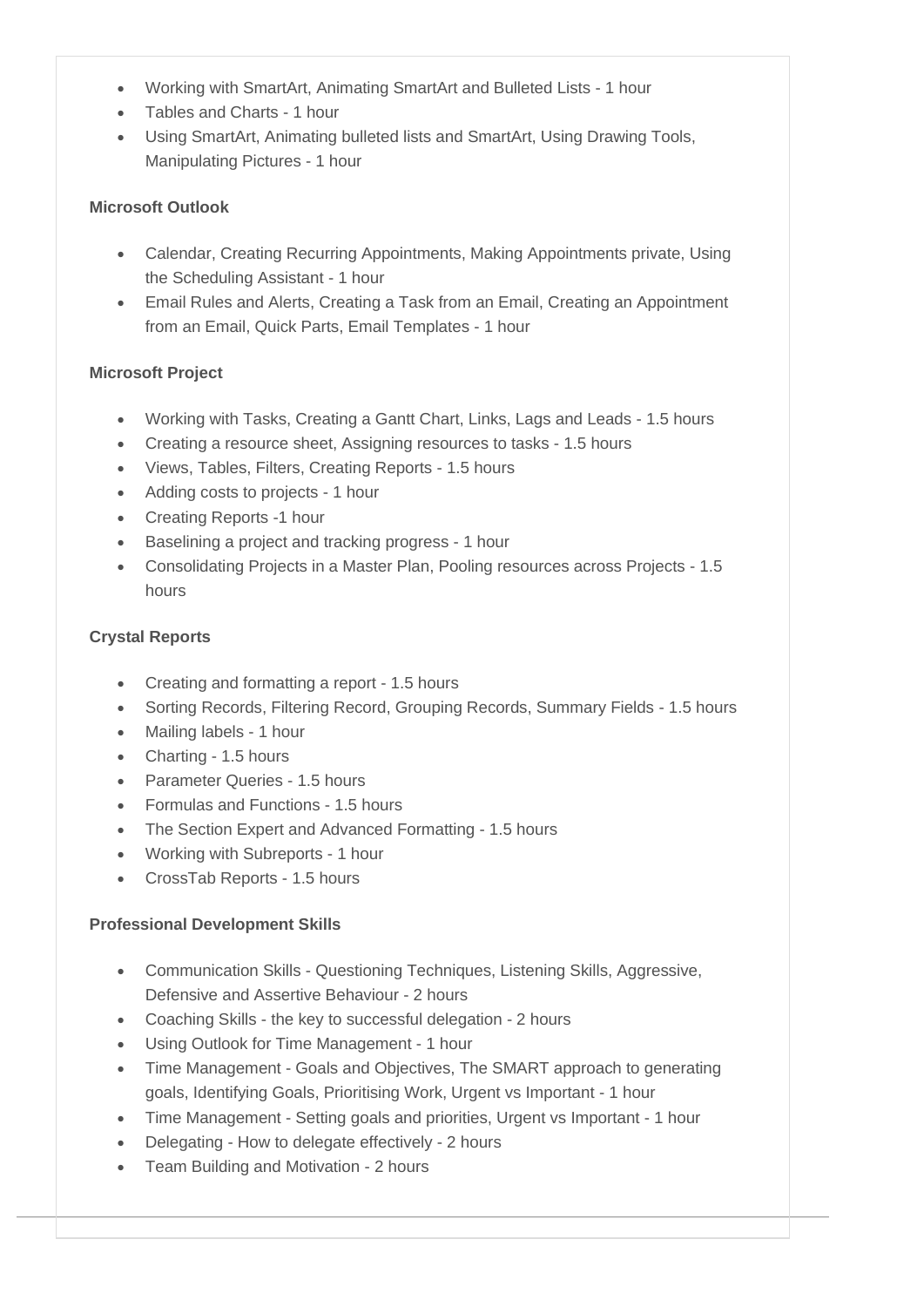- Working with SmartArt, Animating SmartArt and Bulleted Lists - 1 hour
- Tables and Charts - 1 hour
- Using SmartArt, Animating bulleted lists and SmartArt, Using Drawing Tools, Manipulating Pictures - 1 hour

**Microsoft Outlook**

- Calendar, Creating Recurring Appointments, Making Appointments private, Using the Scheduling Assistant - 1 hour
- Email Rules and Alerts, Creating a Task from an Email, Creating an Appointment from an Email, Quick Parts, Email Templates - 1 hour

**Microsoft Project**

- Working with Tasks, Creating a Gantt Chart, Links, Lags and Leads - 1.5 hours
- Creating a resource sheet, Assigning resources to tasks - 1.5 hours
- Views, Tables, Filters, Creating Reports - 1.5 hours
- Adding costs to projects - 1 hour
- Creating Reports -1 hour
- Baselining a project and tracking progress - 1 hour
- Consolidating Projects in a Master Plan, Pooling resources across Projects - 1.5 hours

**Crystal Reports**

- Creating and formatting a report - 1.5 hours
- Sorting Records, Filtering Record, Grouping Records, Summary Fields - 1.5 hours
- Mailing labels - 1 hour
- Charting - 1.5 hours
- Parameter Queries - 1.5 hours
- Formulas and Functions - 1.5 hours
- The Section Expert and Advanced Formatting - 1.5 hours
- Working with Subreports - 1 hour
- CrossTab Reports - 1.5 hours

**Professional Development Skills**

- Communication Skills - Questioning Techniques, Listening Skills, Aggressive, Defensive and Assertive Behaviour - 2 hours
- Coaching Skills - the key to successful delegation - 2 hours
- Using Outlook for Time Management - 1 hour
- Time Management - Goals and Objectives, The SMART approach to generating goals, Identifying Goals, Prioritising Work, Urgent vs Important - 1 hour
- Time Management - Setting goals and priorities, Urgent vs Important - 1 hour
- Delegating - How to delegate effectively - 2 hours
- Team Building and Motivation - 2 hours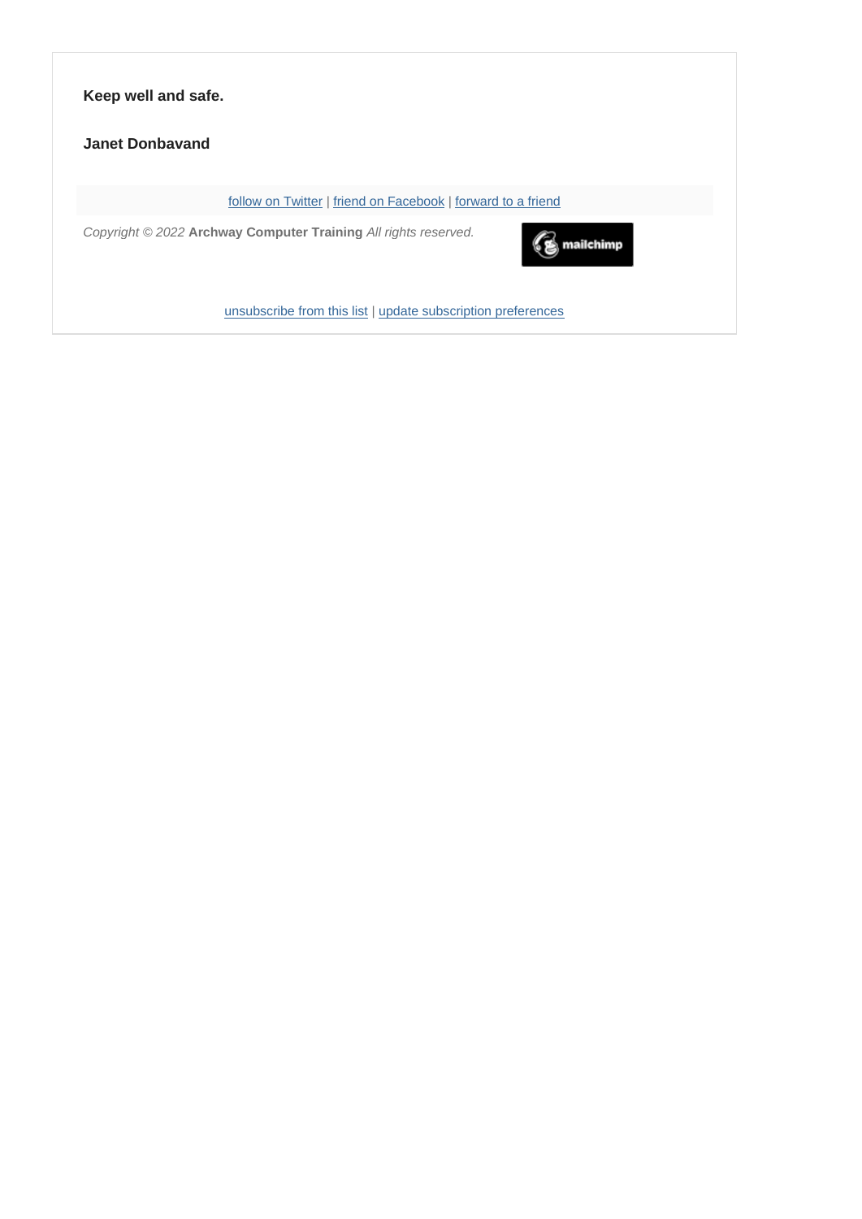**Keep well and safe.**

**Janet Donbavand**

follow on Twitter | friend on Facebook | forward to a friend

*Copyright © 2022* **Archway Computer Training** *All rights reserved.*

unsubscribe from this list | update subscription preferences